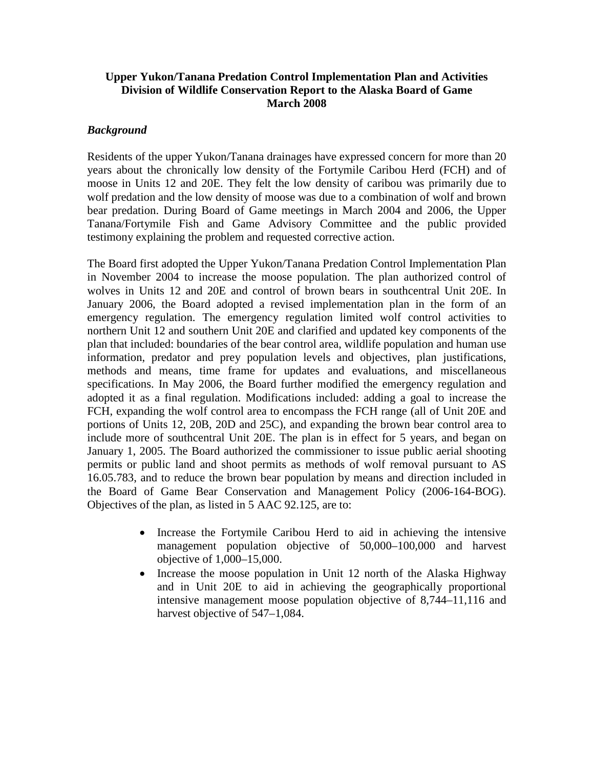# Upper Yukon/Tanana Predation Control Implementation Plan and Activities
# Division of Wildlife Conservation Report to the Alaska Board of Game
# March 2008

## *Background*

Residents of the upper Yukon/Tanana drainages have expressed concern for more than 20 years about the chronically low density of the Fortymile Caribou Herd (FCH) and of moose in Units 12 and 20E. They felt the low density of caribou was primarily due to wolf predation and the low density of moose was due to a combination of wolf and brown bear predation. During Board of Game meetings in March 2004 and 2006, the Upper Tanana/Fortymile Fish and Game Advisory Committee and the public provided testimony explaining the problem and requested corrective action.

The Board first adopted the Upper Yukon/Tanana Predation Control Implementation Plan in November 2004 to increase the moose population. The plan authorized control of wolves in Units 12 and 20E and control of brown bears in southcentral Unit 20E. In January 2006, the Board adopted a revised implementation plan in the form of an emergency regulation. The emergency regulation limited wolf control activities to northern Unit 12 and southern Unit 20E and clarified and updated key components of the plan that included: boundaries of the bear control area, wildlife population and human use information, predator and prey population levels and objectives, plan justifications, methods and means, time frame for updates and evaluations, and miscellaneous specifications. In May 2006, the Board further modified the emergency regulation and adopted it as a final regulation. Modifications included: adding a goal to increase the FCH, expanding the wolf control area to encompass the FCH range (all of Unit 20E and portions of Units 12, 20B, 20D and 25C), and expanding the brown bear control area to include more of southcentral Unit 20E. The plan is in effect for 5 years, and began on January 1, 2005. The Board authorized the commissioner to issue public aerial shooting permits or public land and shoot permits as methods of wolf removal pursuant to AS 16.05.783, and to reduce the brown bear population by means and direction included in the Board of Game Bear Conservation and Management Policy (2006-164-BOG). Objectives of the plan, as listed in 5 AAC 92.125, are to:

- Increase the Fortymile Caribou Herd to aid in achieving the intensive management population objective of 50,000–100,000 and harvest objective of 1,000–15,000.
- Increase the moose population in Unit 12 north of the Alaska Highway and in Unit 20E to aid in achieving the geographically proportional intensive management moose population objective of 8,744–11,116 and harvest objective of 547–1,084.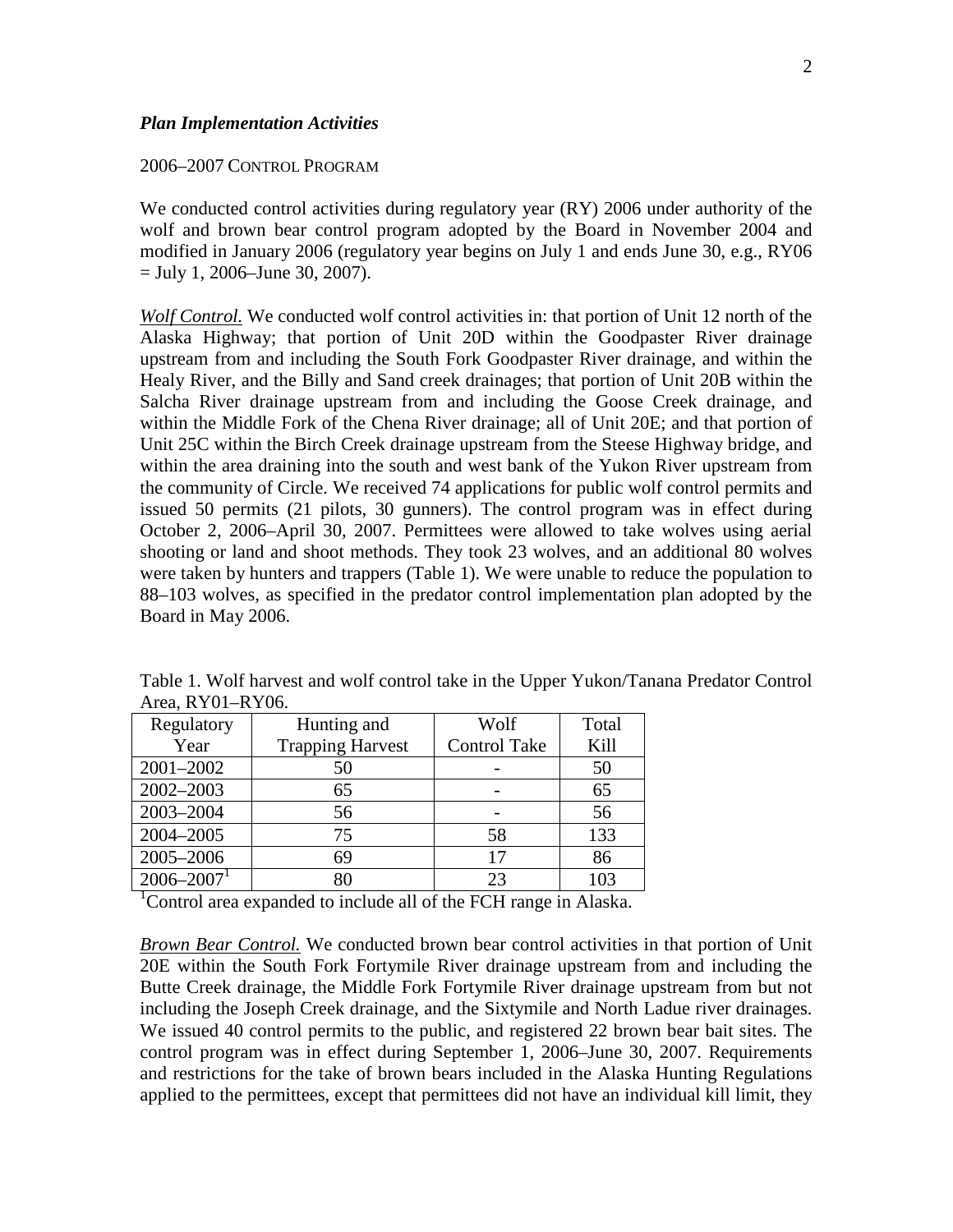### *Plan Implementation Activities*

2006–2007 CONTROL PROGRAM

We conducted control activities during regulatory year (RY) 2006 under authority of the wolf and brown bear control program adopted by the Board in November 2004 and modified in January 2006 (regulatory year begins on July 1 and ends June 30, e.g., RY06 = July 1, 2006–June 30, 2007).

*Wolf Control.* We conducted wolf control activities in: that portion of Unit 12 north of the Alaska Highway; that portion of Unit 20D within the Goodpaster River drainage upstream from and including the South Fork Goodpaster River drainage, and within the Healy River, and the Billy and Sand creek drainages; that portion of Unit 20B within the Salcha River drainage upstream from and including the Goose Creek drainage, and within the Middle Fork of the Chena River drainage; all of Unit 20E; and that portion of Unit 25C within the Birch Creek drainage upstream from the Steese Highway bridge, and within the area draining into the south and west bank of the Yukon River upstream from the community of Circle. We received 74 applications for public wolf control permits and issued 50 permits (21 pilots, 30 gunners). The control program was in effect during October 2, 2006–April 30, 2007. Permittees were allowed to take wolves using aerial shooting or land and shoot methods. They took 23 wolves, and an additional 80 wolves were taken by hunters and trappers (Table 1). We were unable to reduce the population to 88–103 wolves, as specified in the predator control implementation plan adopted by the Board in May 2006.

Table 1. Wolf harvest and wolf control take in the Upper Yukon/Tanana Predator Control Area, RY01–RY06.

| Regulatory Year | Hunting and Trapping Harvest | Wolf Control Take | Total Kill |
|---|---|---|---|
| 2001–2002 | 50 | - | 50 |
| 2002–2003 | 65 | - | 65 |
| 2003–2004 | 56 | - | 56 |
| 2004–2005 | 75 | 58 | 133 |
| 2005–2006 | 69 | 17 | 86 |
| 2006–2007[1] | 80 | 23 | 103 |

[1]Control area expanded to include all of the FCH range in Alaska.

*Brown Bear Control.* We conducted brown bear control activities in that portion of Unit 20E within the South Fork Fortymile River drainage upstream from and including the Butte Creek drainage, the Middle Fork Fortymile River drainage upstream from but not including the Joseph Creek drainage, and the Sixtymile and North Ladue river drainages. We issued 40 control permits to the public, and registered 22 brown bear bait sites. The control program was in effect during September 1, 2006–June 30, 2007. Requirements and restrictions for the take of brown bears included in the Alaska Hunting Regulations applied to the permittees, except that permittees did not have an individual kill limit, they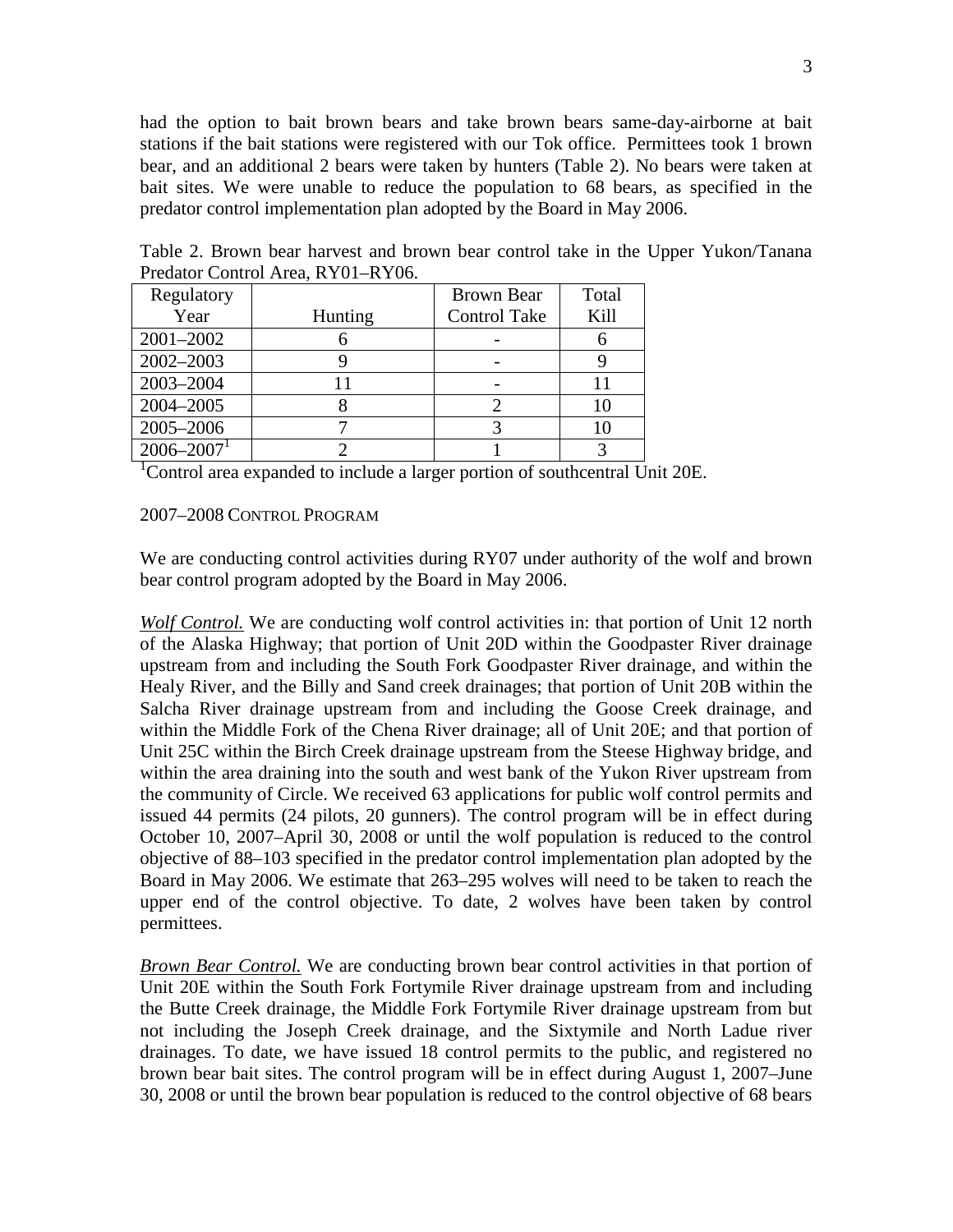had the option to bait brown bears and take brown bears same-day-airborne at bait stations if the bait stations were registered with our Tok office. Permittees took 1 brown bear, and an additional 2 bears were taken by hunters (Table 2). No bears were taken at bait sites. We were unable to reduce the population to 68 bears, as specified in the predator control implementation plan adopted by the Board in May 2006.

Table 2. Brown bear harvest and brown bear control take in the Upper Yukon/Tanana Predator Control Area, RY01–RY06.

| Regulatory Year | Hunting | Brown Bear Control Take | Total Kill |
|---|---|---|---|
| 2001–2002 | 6 | - | 6 |
| 2002–2003 | 9 | - | 9 |
| 2003–2004 | 11 | - | 11 |
| 2004–2005 | 8 | 2 | 10 |
| 2005–2006 | 7 | 3 | 10 |
| 2006–2007[1] | 2 | 1 | 3 |

[1]Control area expanded to include a larger portion of southcentral Unit 20E.

2007–2008 CONTROL PROGRAM

We are conducting control activities during RY07 under authority of the wolf and brown bear control program adopted by the Board in May 2006.

*Wolf Control.* We are conducting wolf control activities in: that portion of Unit 12 north of the Alaska Highway; that portion of Unit 20D within the Goodpaster River drainage upstream from and including the South Fork Goodpaster River drainage, and within the Healy River, and the Billy and Sand creek drainages; that portion of Unit 20B within the Salcha River drainage upstream from and including the Goose Creek drainage, and within the Middle Fork of the Chena River drainage; all of Unit 20E; and that portion of Unit 25C within the Birch Creek drainage upstream from the Steese Highway bridge, and within the area draining into the south and west bank of the Yukon River upstream from the community of Circle. We received 63 applications for public wolf control permits and issued 44 permits (24 pilots, 20 gunners). The control program will be in effect during October 10, 2007–April 30, 2008 or until the wolf population is reduced to the control objective of 88–103 specified in the predator control implementation plan adopted by the Board in May 2006. We estimate that 263–295 wolves will need to be taken to reach the upper end of the control objective. To date, 2 wolves have been taken by control permittees.

*Brown Bear Control.* We are conducting brown bear control activities in that portion of Unit 20E within the South Fork Fortymile River drainage upstream from and including the Butte Creek drainage, the Middle Fork Fortymile River drainage upstream from but not including the Joseph Creek drainage, and the Sixtymile and North Ladue river drainages. To date, we have issued 18 control permits to the public, and registered no brown bear bait sites. The control program will be in effect during August 1, 2007–June 30, 2008 or until the brown bear population is reduced to the control objective of 68 bears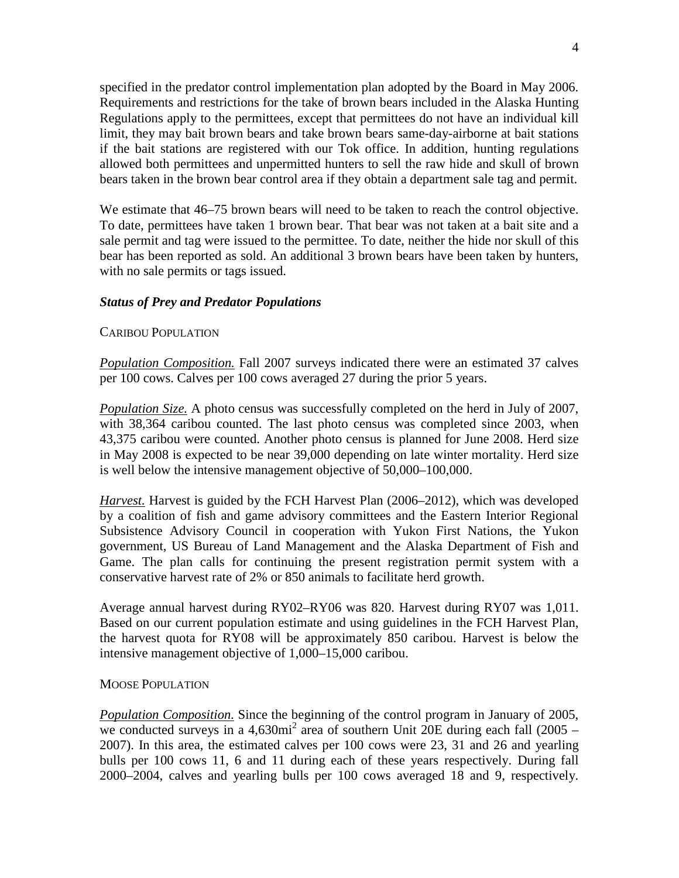specified in the predator control implementation plan adopted by the Board in May 2006. Requirements and restrictions for the take of brown bears included in the Alaska Hunting Regulations apply to the permittees, except that permittees do not have an individual kill limit, they may bait brown bears and take brown bears same-day-airborne at bait stations if the bait stations are registered with our Tok office. In addition, hunting regulations allowed both permittees and unpermitted hunters to sell the raw hide and skull of brown bears taken in the brown bear control area if they obtain a department sale tag and permit.

We estimate that 46–75 brown bears will need to be taken to reach the control objective. To date, permittees have taken 1 brown bear. That bear was not taken at a bait site and a sale permit and tag were issued to the permittee. To date, neither the hide nor skull of this bear has been reported as sold. An additional 3 brown bears have been taken by hunters, with no sale permits or tags issued.

### *Status of Prey and Predator Populations*

CARIBOU POPULATION

*Population Composition.* Fall 2007 surveys indicated there were an estimated 37 calves per 100 cows. Calves per 100 cows averaged 27 during the prior 5 years.

*Population Size.* A photo census was successfully completed on the herd in July of 2007, with 38,364 caribou counted. The last photo census was completed since 2003, when 43,375 caribou were counted. Another photo census is planned for June 2008. Herd size in May 2008 is expected to be near 39,000 depending on late winter mortality. Herd size is well below the intensive management objective of 50,000–100,000.

*Harvest.* Harvest is guided by the FCH Harvest Plan (2006–2012), which was developed by a coalition of fish and game advisory committees and the Eastern Interior Regional Subsistence Advisory Council in cooperation with Yukon First Nations, the Yukon government, US Bureau of Land Management and the Alaska Department of Fish and Game. The plan calls for continuing the present registration permit system with a conservative harvest rate of 2% or 850 animals to facilitate herd growth.

Average annual harvest during RY02–RY06 was 820. Harvest during RY07 was 1,011. Based on our current population estimate and using guidelines in the FCH Harvest Plan, the harvest quota for RY08 will be approximately 850 caribou. Harvest is below the intensive management objective of 1,000–15,000 caribou.

MOOSE POPULATION

*Population Composition.* Since the beginning of the control program in January of 2005, we conducted surveys in a 4,630mi$^2$ area of southern Unit 20E during each fall (2005 – 2007). In this area, the estimated calves per 100 cows were 23, 31 and 26 and yearling bulls per 100 cows 11, 6 and 11 during each of these years respectively. During fall 2000–2004, calves and yearling bulls per 100 cows averaged 18 and 9, respectively.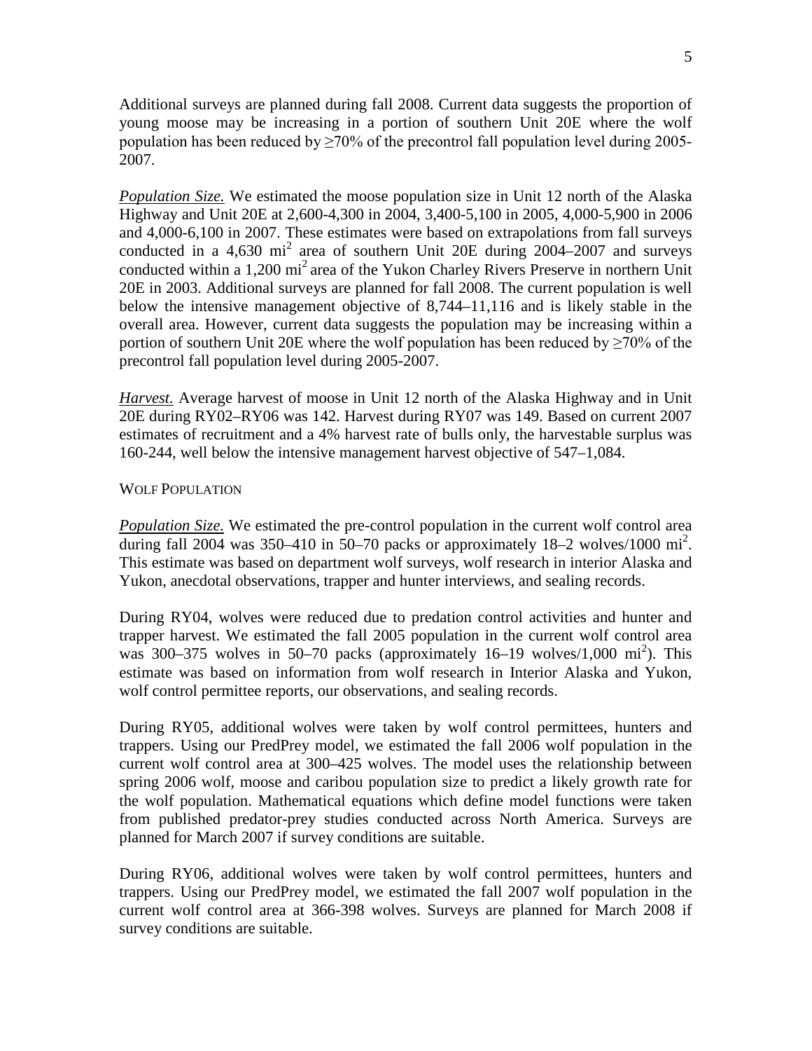Additional surveys are planned during fall 2008. Current data suggests the proportion of young moose may be increasing in a portion of southern Unit 20E where the wolf population has been reduced by ≥70% of the precontrol fall population level during 2005-2007.

***Population Size.*** We estimated the moose population size in Unit 12 north of the Alaska Highway and Unit 20E at 2,600-4,300 in 2004, 3,400-5,100 in 2005, 4,000-5,900 in 2006 and 4,000-6,100 in 2007. These estimates were based on extrapolations from fall surveys conducted in a 4,630 $mi^2$ area of southern Unit 20E during 2004–2007 and surveys conducted within a 1,200 $mi^2$ area of the Yukon Charley Rivers Preserve in northern Unit 20E in 2003. Additional surveys are planned for fall 2008. The current population is well below the intensive management objective of 8,744–11,116 and is likely stable in the overall area. However, current data suggests the population may be increasing within a portion of southern Unit 20E where the wolf population has been reduced by ≥70% of the precontrol fall population level during 2005-2007.

***Harvest.*** Average harvest of moose in Unit 12 north of the Alaska Highway and in Unit 20E during RY02–RY06 was 142. Harvest during RY07 was 149. Based on current 2007 estimates of recruitment and a 4% harvest rate of bulls only, the harvestable surplus was 160-244, well below the intensive management harvest objective of 547–1,084.

WOLF POPULATION

***Population Size.*** We estimated the pre-control population in the current wolf control area during fall 2004 was 350–410 in 50–70 packs or approximately 18–2 wolves/1000 $mi^2$. This estimate was based on department wolf surveys, wolf research in interior Alaska and Yukon, anecdotal observations, trapper and hunter interviews, and sealing records.

During RY04, wolves were reduced due to predation control activities and hunter and trapper harvest. We estimated the fall 2005 population in the current wolf control area was 300–375 wolves in 50–70 packs (approximately 16–19 wolves/1,000 $mi^2$). This estimate was based on information from wolf research in Interior Alaska and Yukon, wolf control permittee reports, our observations, and sealing records.

During RY05, additional wolves were taken by wolf control permittees, hunters and trappers. Using our PredPrey model, we estimated the fall 2006 wolf population in the current wolf control area at 300–425 wolves. The model uses the relationship between spring 2006 wolf, moose and caribou population size to predict a likely growth rate for the wolf population. Mathematical equations which define model functions were taken from published predator-prey studies conducted across North America. Surveys are planned for March 2007 if survey conditions are suitable.

During RY06, additional wolves were taken by wolf control permittees, hunters and trappers. Using our PredPrey model, we estimated the fall 2007 wolf population in the current wolf control area at 366-398 wolves. Surveys are planned for March 2008 if survey conditions are suitable.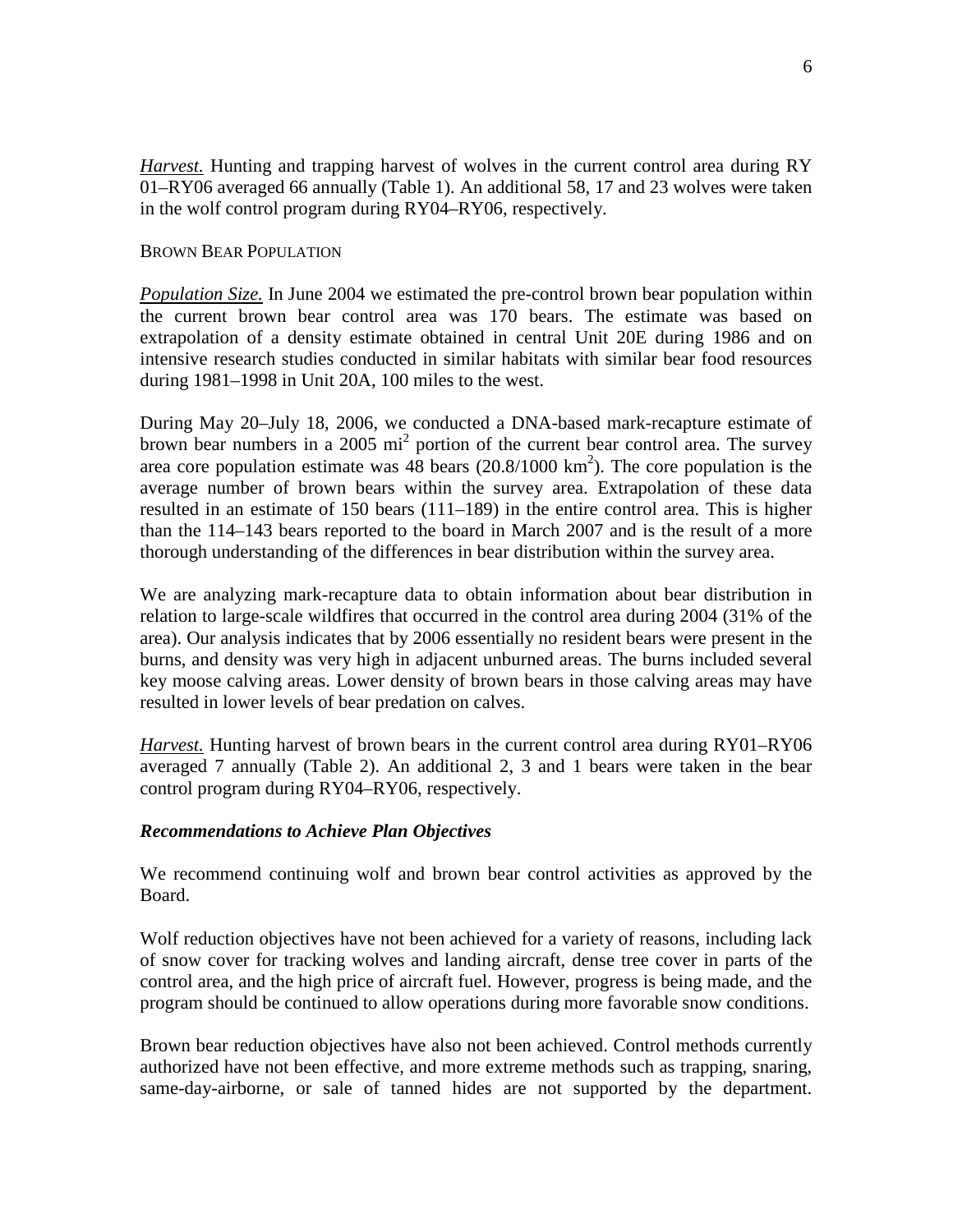*Harvest.* Hunting and trapping harvest of wolves in the current control area during RY 01–RY06 averaged 66 annually (Table 1). An additional 58, 17 and 23 wolves were taken in the wolf control program during RY04–RY06, respectively.

BROWN BEAR POPULATION

*Population Size.* In June 2004 we estimated the pre-control brown bear population within the current brown bear control area was 170 bears. The estimate was based on extrapolation of a density estimate obtained in central Unit 20E during 1986 and on intensive research studies conducted in similar habitats with similar bear food resources during 1981–1998 in Unit 20A, 100 miles to the west.

During May 20–July 18, 2006, we conducted a DNA-based mark-recapture estimate of brown bear numbers in a 2005 $mi^2$ portion of the current bear control area. The survey area core population estimate was 48 bears (20.8/1000 $km^2$). The core population is the average number of brown bears within the survey area. Extrapolation of these data resulted in an estimate of 150 bears (111–189) in the entire control area. This is higher than the 114–143 bears reported to the board in March 2007 and is the result of a more thorough understanding of the differences in bear distribution within the survey area.

We are analyzing mark-recapture data to obtain information about bear distribution in relation to large-scale wildfires that occurred in the control area during 2004 (31% of the area). Our analysis indicates that by 2006 essentially no resident bears were present in the burns, and density was very high in adjacent unburned areas. The burns included several key moose calving areas. Lower density of brown bears in those calving areas may have resulted in lower levels of bear predation on calves.

*Harvest.* Hunting harvest of brown bears in the current control area during RY01–RY06 averaged 7 annually (Table 2). An additional 2, 3 and 1 bears were taken in the bear control program during RY04–RY06, respectively.

***Recommendations to Achieve Plan Objectives***

We recommend continuing wolf and brown bear control activities as approved by the Board.

Wolf reduction objectives have not been achieved for a variety of reasons, including lack of snow cover for tracking wolves and landing aircraft, dense tree cover in parts of the control area, and the high price of aircraft fuel. However, progress is being made, and the program should be continued to allow operations during more favorable snow conditions.

Brown bear reduction objectives have also not been achieved. Control methods currently authorized have not been effective, and more extreme methods such as trapping, snaring, same-day-airborne, or sale of tanned hides are not supported by the department.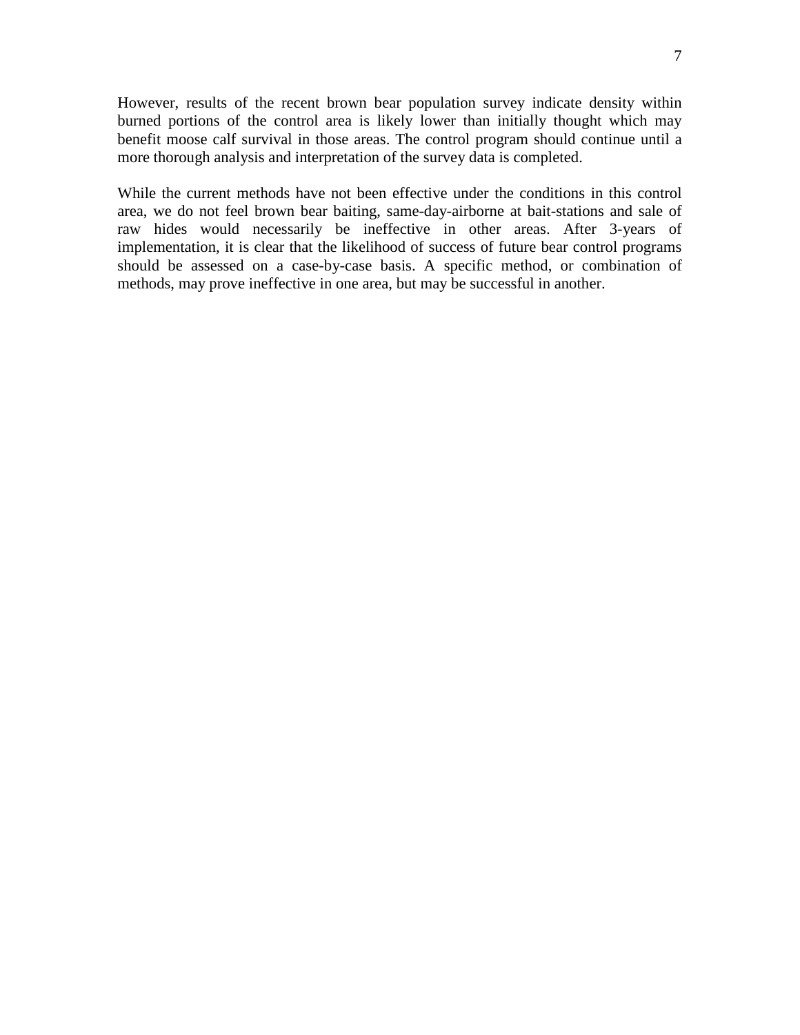However, results of the recent brown bear population survey indicate density within burned portions of the control area is likely lower than initially thought which may benefit moose calf survival in those areas. The control program should continue until a more thorough analysis and interpretation of the survey data is completed.

While the current methods have not been effective under the conditions in this control area, we do not feel brown bear baiting, same-day-airborne at bait-stations and sale of raw hides would necessarily be ineffective in other areas. After 3-years of implementation, it is clear that the likelihood of success of future bear control programs should be assessed on a case-by-case basis. A specific method, or combination of methods, may prove ineffective in one area, but may be successful in another.